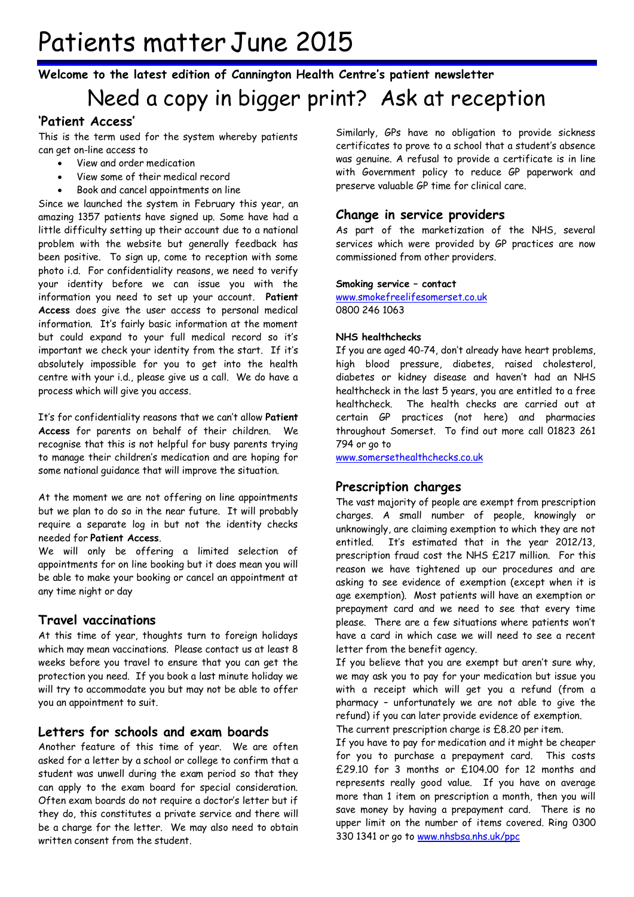# Patients matter June 2015

**Welcome to the latest edition of Cannington Health Centre's patient newsletter**

## Need a copy in bigger print? Ask at reception

### 'Patient Access'

This is the term used for the system whereby patients can get on-line access to

- View and order medication
- View some of their medical record
- Book and cancel appointments on line

Since we launched the system in February this year, an amazing 1357 patients have signed up. Some have had a little difficulty setting up their account due to a national problem with the website but generally feedback has been positive. To sign up, come to reception with some photo i.d. For confidentiality reasons, we need to verify your identity before we can issue you with the information you need to set up your account. **Patient Access** does give the user access to personal medical information. It's fairly basic information at the moment but could expand to your full medical record so it's important we check your identity from the start. If it's absolutely impossible for you to get into the health centre with your i.d., please give us a call. We do have a process which will give you access.

It's for confidentiality reasons that we can't allow **Patient Access** for parents on behalf of their children. We recognise that this is not helpful for busy parents trying to manage their children's medication and are hoping for some national guidance that will improve the situation.

At the moment we are not offering on line appointments but we plan to do so in the near future. It will probably require a separate log in but not the identity checks needed for **Patient Access**.

We will only be offering a limited selection of appointments for on line booking but it does mean you will be able to make your booking or cancel an appointment at any time night or day

### Travel vaccinations

At this time of year, thoughts turn to foreign holidays which may mean vaccinations. Please contact us at least 8 weeks before you travel to ensure that you can get the protection you need. If you book a last minute holiday we will try to accommodate you but may not be able to offer you an appointment to suit.

### Letters for schools and exam boards

Another feature of this time of year. We are often asked for a letter by a school or college to confirm that a student was unwell during the exam period so that they can apply to the exam board for special consideration. Often exam boards do not require a doctor's letter but if they do, this constitutes a private service and there will be a charge for the letter. We may also need to obtain written consent from the student.

Similarly, GPs have no obligation to provide sickness certificates to prove to a school that a student's absence was genuine. A refusal to provide a certificate is in line with Government policy to reduce GP paperwork and preserve valuable GP time for clinical care.

### Change in service providers

As part of the marketization of the NHS, several services which were provided by GP practices are now commissioned from other providers.

**Smoking service – contact**
www.smokefreelifesomerset.co.uk
0800 246 1063

**NHS healthchecks**
If you are aged 40-74, don't already have heart problems, high blood pressure, diabetes, raised cholesterol, diabetes or kidney disease and haven't had an NHS healthcheck in the last 5 years, you are entitled to a free healthcheck. The health checks are carried out at certain GP practices (not here) and pharmacies throughout Somerset. To find out more call 01823 261 794 or go to
www.somersethealthchecks.co.uk

### Prescription charges

The vast majority of people are exempt from prescription charges. A small number of people, knowingly or unknowingly, are claiming exemption to which they are not entitled. It's estimated that in the year 2012/13, prescription fraud cost the NHS £217 million. For this reason we have tightened up our procedures and are asking to see evidence of exemption (except when it is age exemption). Most patients will have an exemption or prepayment card and we need to see that every time please. There are a few situations where patients won't have a card in which case we will need to see a recent letter from the benefit agency.

If you believe that you are exempt but aren't sure why, we may ask you to pay for your medication but issue you with a receipt which will get you a refund (from a pharmacy – unfortunately we are not able to give the refund) if you can later provide evidence of exemption.

The current prescription charge is £8.20 per item.

If you have to pay for medication and it might be cheaper for you to purchase a prepayment card. This costs £29.10 for 3 months or £104.00 for 12 months and represents really good value. If you have on average more than 1 item on prescription a month, then you will save money by having a prepayment card. There is no upper limit on the number of items covered. Ring 0300 330 1341 or go to www.nhsbsa.nhs.uk/ppc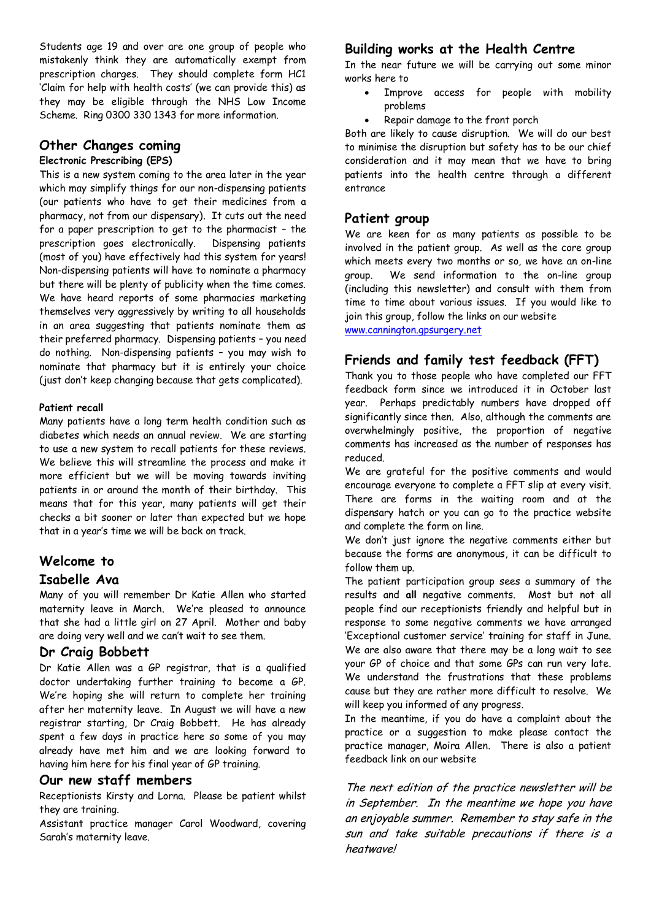Students age 19 and over are one group of people who mistakenly think they are automatically exempt from prescription charges. They should complete form HC1 'Claim for help with health costs' (we can provide this) as they may be eligible through the NHS Low Income Scheme. Ring 0300 330 1343 for more information.

## Other Changes coming

**Electronic Prescribing (EPS)**

This is a new system coming to the area later in the year which may simplify things for our non-dispensing patients (our patients who have to get their medicines from a pharmacy, not from our dispensary). It cuts out the need for a paper prescription to get to the pharmacist – the prescription goes electronically. Dispensing patients (most of you) have effectively had this system for years! Non-dispensing patients will have to nominate a pharmacy but there will be plenty of publicity when the time comes. We have heard reports of some pharmacies marketing themselves very aggressively by writing to all households in an area suggesting that patients nominate them as their preferred pharmacy. Dispensing patients – you need do nothing. Non-dispensing patients – you may wish to nominate that pharmacy but it is entirely your choice (just don't keep changing because that gets complicated).

**Patient recall**

Many patients have a long term health condition such as diabetes which needs an annual review. We are starting to use a new system to recall patients for these reviews. We believe this will streamline the process and make it more efficient but we will be moving towards inviting patients in or around the month of their birthday. This means that for this year, many patients will get their checks a bit sooner or later than expected but we hope that in a year's time we will be back on track.

## Welcome to

## Isabelle Ava

Many of you will remember Dr Katie Allen who started maternity leave in March. We're pleased to announce that she had a little girl on 27 April. Mother and baby are doing very well and we can't wait to see them.

## Dr Craig Bobbett

Dr Katie Allen was a GP registrar, that is a qualified doctor undertaking further training to become a GP. We're hoping she will return to complete her training after her maternity leave. In August we will have a new registrar starting, Dr Craig Bobbett. He has already spent a few days in practice here so some of you may already have met him and we are looking forward to having him here for his final year of GP training.

## Our new staff members

Receptionists Kirsty and Lorna. Please be patient whilst they are training.

Assistant practice manager Carol Woodward, covering Sarah's maternity leave.

## Building works at the Health Centre

In the near future we will be carrying out some minor works here to

- Improve access for people with mobility problems
- Repair damage to the front porch

Both are likely to cause disruption. We will do our best to minimise the disruption but safety has to be our chief consideration and it may mean that we have to bring patients into the health centre through a different entrance

## Patient group

We are keen for as many patients as possible to be involved in the patient group. As well as the core group which meets every two months or so, we have an on-line group. We send information to the on-line group (including this newsletter) and consult with them from time to time about various issues. If you would like to join this group, follow the links on our website www.cannington.gpsurgery.net

## Friends and family test feedback (FFT)

Thank you to those people who have completed our FFT feedback form since we introduced it in October last year. Perhaps predictably numbers have dropped off significantly since then. Also, although the comments are overwhelmingly positive, the proportion of negative comments has increased as the number of responses has reduced.

We are grateful for the positive comments and would encourage everyone to complete a FFT slip at every visit. There are forms in the waiting room and at the dispensary hatch or you can go to the practice website and complete the form on line.

We don't just ignore the negative comments either but because the forms are anonymous, it can be difficult to follow them up.

The patient participation group sees a summary of the results and **all** negative comments. Most but not all people find our receptionists friendly and helpful but in response to some negative comments we have arranged 'Exceptional customer service' training for staff in June. We are also aware that there may be a long wait to see your GP of choice and that some GPs can run very late. We understand the frustrations that these problems cause but they are rather more difficult to resolve. We will keep you informed of any progress.

In the meantime, if you do have a complaint about the practice or a suggestion to make please contact the practice manager, Moira Allen. There is also a patient feedback link on our website

*The next edition of the practice newsletter will be in September. In the meantime we hope you have an enjoyable summer. Remember to stay safe in the sun and take suitable precautions if there is a heatwave!*